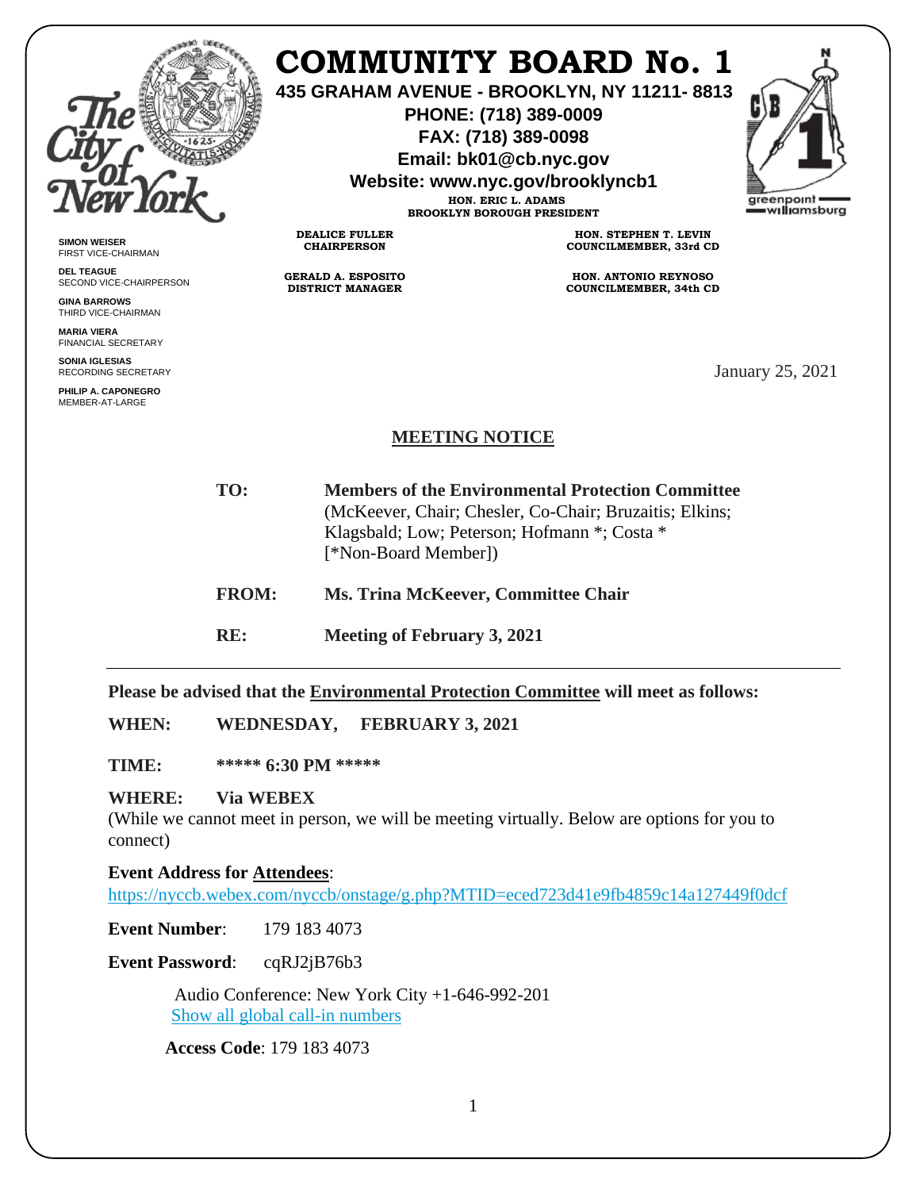# COMMUNITY BOARD No. 1

**435 GRAHAM AVENUE - BROOKLYN, NY 11211- 8813**
**PHONE: (718) 389-0009**
**FAX: (718) 389-0098**
**Email: bk01@cb.nyc.gov**
**Website: www.nyc.gov/brooklyncb1**

**HON. ERIC L. ADAMS**
**BROOKLYN BOROUGH PRESIDENT**

**SIMON WEISER**
FIRST VICE-CHAIRMAN

**DEL TEAGUE**
SECOND VICE-CHAIRPERSON

**GINA BARROWS**
THIRD VICE-CHAIRMAN

**MARIA VIERA**
FINANCIAL SECRETARY

**SONIA IGLESIAS**
RECORDING SECRETARY

**PHILIP A. CAPONEGRO**
MEMBER-AT-LARGE

**DEALICE FULLER**
**CHAIRPERSON**

**GERALD A. ESPOSITO**
**DISTRICT MANAGER**

**HON. STEPHEN T. LEVIN**
**COUNCILMEMBER, 33rd CD**

**HON. ANTONIO REYNOSO**
**COUNCILMEMBER, 34th CD**

January 25, 2021

## MEETING NOTICE

**TO:** **Members of the Environmental Protection Committee** (McKeever, Chair; Chesler, Co-Chair; Bruzaitis; Elkins; Klagsbald; Low; Peterson; Hofmann *; Costa * [*Non-Board Member])

**FROM:** **Ms. Trina McKeever, Committee Chair**

**RE:** **Meeting of February 3, 2021**

---

**Please be advised that the Environmental Protection Committee will meet as follows:**

**WHEN:** **WEDNESDAY, FEBRUARY 3, 2021**

**TIME:** **\*\*\*\*\* 6:30 PM \*\*\*\*\***

**WHERE:** **Via WEBEX**
(While we cannot meet in person, we will be meeting virtually. Below are options for you to connect)

**Event Address for Attendees**:
https://nyccb.webex.com/nyccb/onstage/g.php?MTID=eced723d41e9fb4859c14a127449f0dcf

**Event Number**: 179 183 4073

**Event Password**: cqRJ2jB76b3

Audio Conference: New York City +1-646-992-201
Show all global call-in numbers

**Access Code**: 179 183 4073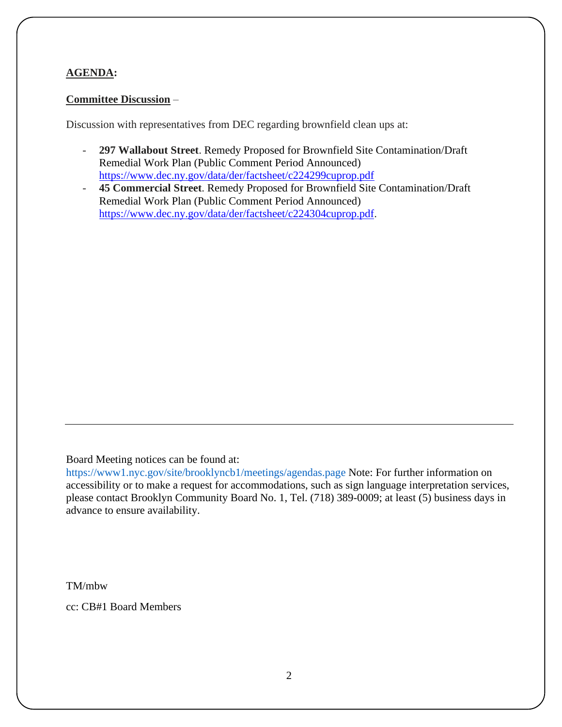**AGENDA:**

**Committee Discussion** –

Discussion with representatives from DEC regarding brownfield clean ups at:

- **297 Wallabout Street**. Remedy Proposed for Brownfield Site Contamination/Draft Remedial Work Plan (Public Comment Period Announced) https://www.dec.ny.gov/data/der/factsheet/c224299cuprop.pdf
- **45 Commercial Street**. Remedy Proposed for Brownfield Site Contamination/Draft Remedial Work Plan (Public Comment Period Announced) https://www.dec.ny.gov/data/der/factsheet/c224304cuprop.pdf.

---

Board Meeting notices can be found at:
https://www1.nyc.gov/site/brooklyncb1/meetings/agendas.page Note: For further information on accessibility or to make a request for accommodations, such as sign language interpretation services, please contact Brooklyn Community Board No. 1, Tel. (718) 389-0009; at least (5) business days in advance to ensure availability.

TM/mbw

cc: CB#1 Board Members